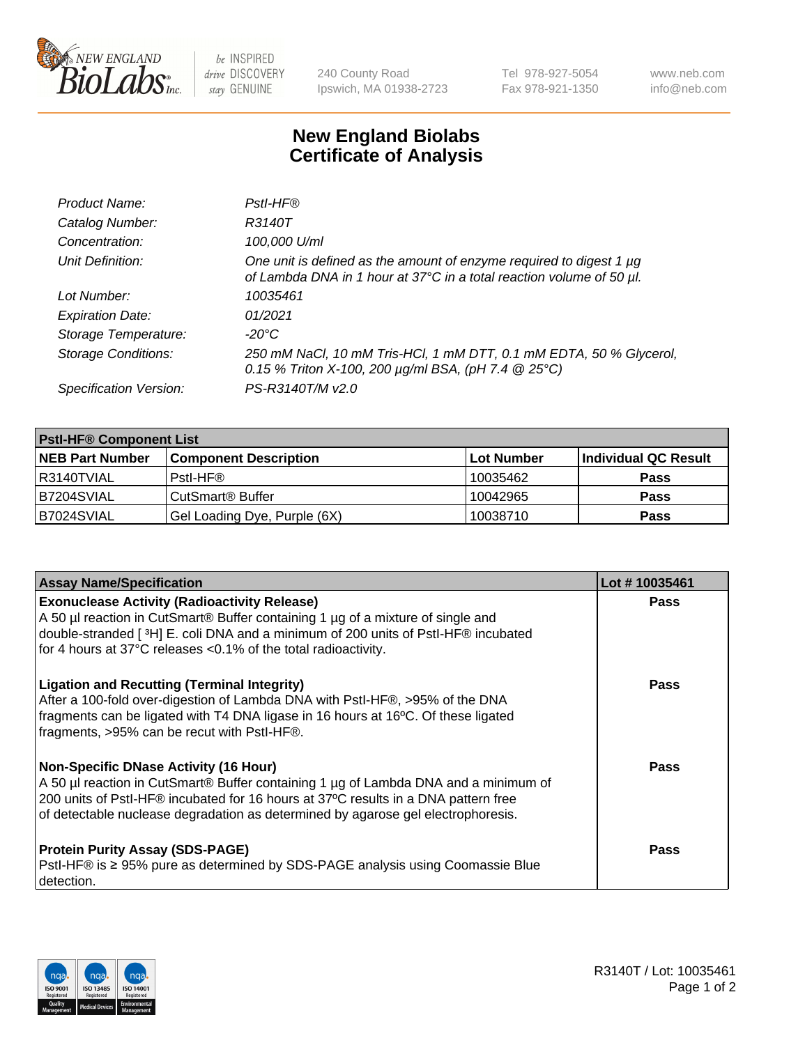New England BioLabs Inc. — be INSPIRED drive DISCOVERY stay GENUINE

240 County Road
Ipswich, MA 01938-2723

Tel 978-927-5054
Fax 978-921-1350

www.neb.com
info@neb.com

# New England Biolabs Certificate of Analysis

| | |
|---|---|
| *Product Name:* | *PstI-HF®* |
| *Catalog Number:* | *R3140T* |
| *Concentration:* | *100,000 U/ml* |
| *Unit Definition:* | *One unit is defined as the amount of enzyme required to digest 1 µg of Lambda DNA in 1 hour at 37°C in a total reaction volume of 50 µl.* |
| *Lot Number:* | *10035461* |
| *Expiration Date:* | *01/2021* |
| *Storage Temperature:* | *-20°C* |
| *Storage Conditions:* | *250 mM NaCl, 10 mM Tris-HCl, 1 mM DTT, 0.1 mM EDTA, 50 % Glycerol, 0.15 % Triton X-100, 200 µg/ml BSA, (pH 7.4 @ 25°C)* |
| *Specification Version:* | *PS-R3140T/M v2.0* |

| **PstI-HF® Component List** | | | |
|---|---|---|---|
| **NEB Part Number** | **Component Description** | **Lot Number** | **Individual QC Result** |
| R3140TVIAL | PstI-HF® | 10035462 | **Pass** |
| B7204SVIAL | CutSmart® Buffer | 10042965 | **Pass** |
| B7024SVIAL | Gel Loading Dye, Purple (6X) | 10038710 | **Pass** |

| **Assay Name/Specification** | **Lot # 10035461** |
|---|---|
| **Exonuclease Activity (Radioactivity Release)** A 50 µl reaction in CutSmart® Buffer containing 1 µg of a mixture of single and double-stranded [ $^3$H] E. coli DNA and a minimum of 200 units of PstI-HF® incubated for 4 hours at 37°C releases <0.1% of the total radioactivity. | **Pass** |
| **Ligation and Recutting (Terminal Integrity)** After a 100-fold over-digestion of Lambda DNA with PstI-HF®, >95% of the DNA fragments can be ligated with T4 DNA ligase in 16 hours at 16ºC. Of these ligated fragments, >95% can be recut with PstI-HF®. | **Pass** |
| **Non-Specific DNase Activity (16 Hour)** A 50 µl reaction in CutSmart® Buffer containing 1 µg of Lambda DNA and a minimum of 200 units of PstI-HF® incubated for 16 hours at 37ºC results in a DNA pattern free of detectable nuclease degradation as determined by agarose gel electrophoresis. | **Pass** |
| **Protein Purity Assay (SDS-PAGE)** PstI-HF® is ≥ 95% pure as determined by SDS-PAGE analysis using Coomassie Blue detection. | **Pass** |

R3140T / Lot: 10035461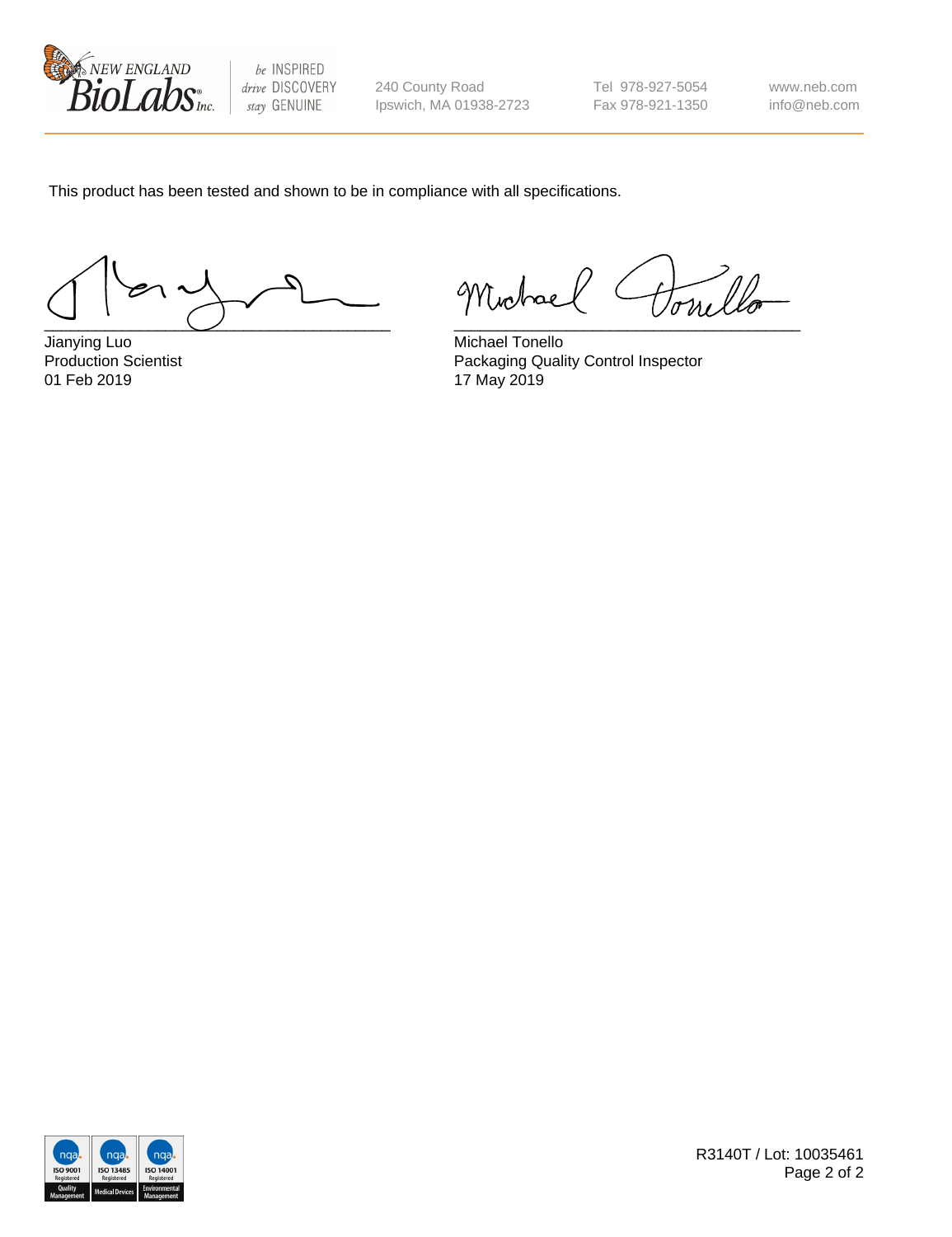This product has been tested and shown to be in compliance with all specifications.

Jianying Luo
Production Scientist
01 Feb 2019

Michael Tonello
Packaging Quality Control Inspector
17 May 2019

R3140T / Lot: 10035461